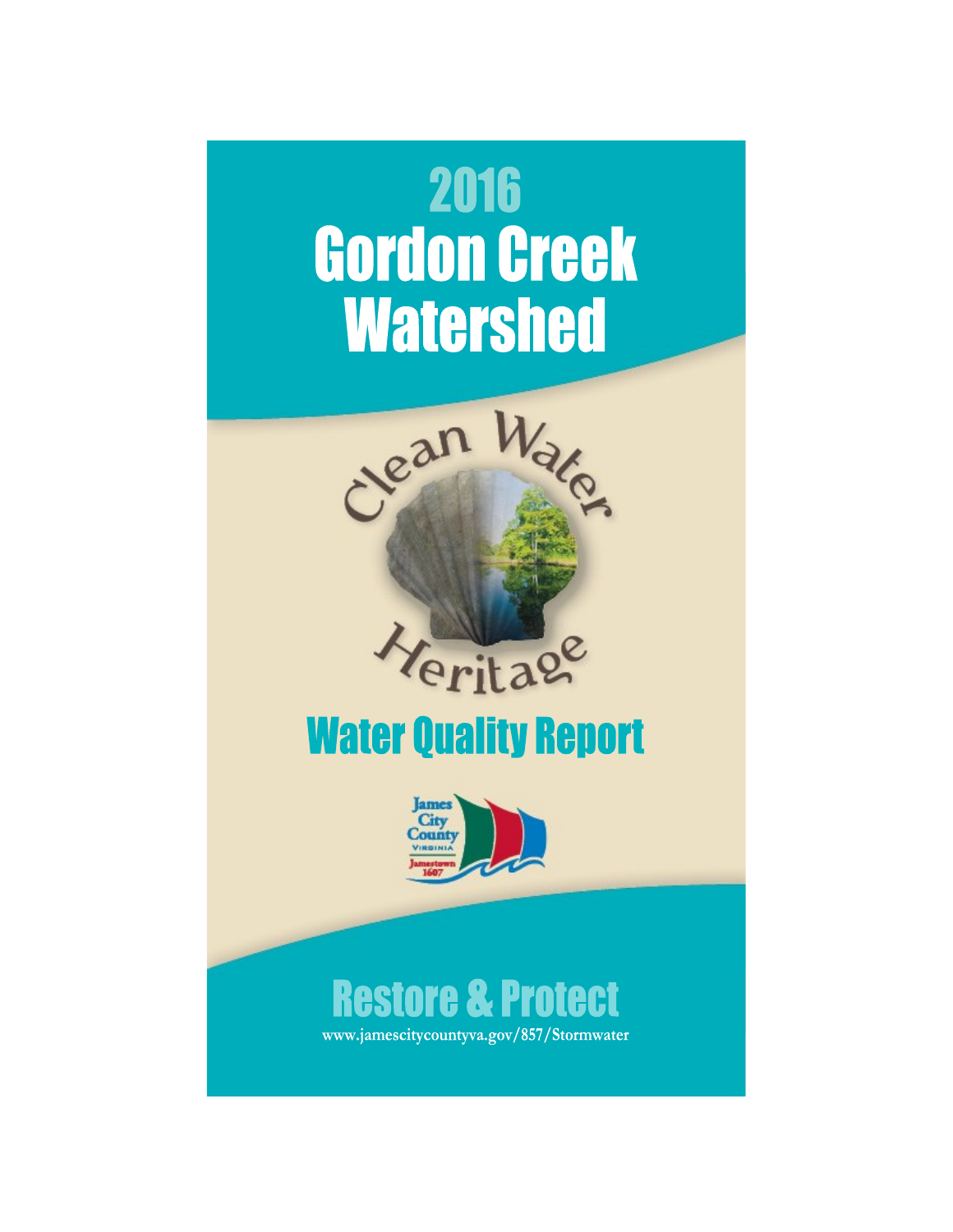# 2016 Gordon Creek Watershed

Clean Water Heritage

## Water Quality Report

James City County VIRGINIA Jamestown 1607

## Restore & Protect

www.jamescitycountyva.gov/857/Stormwater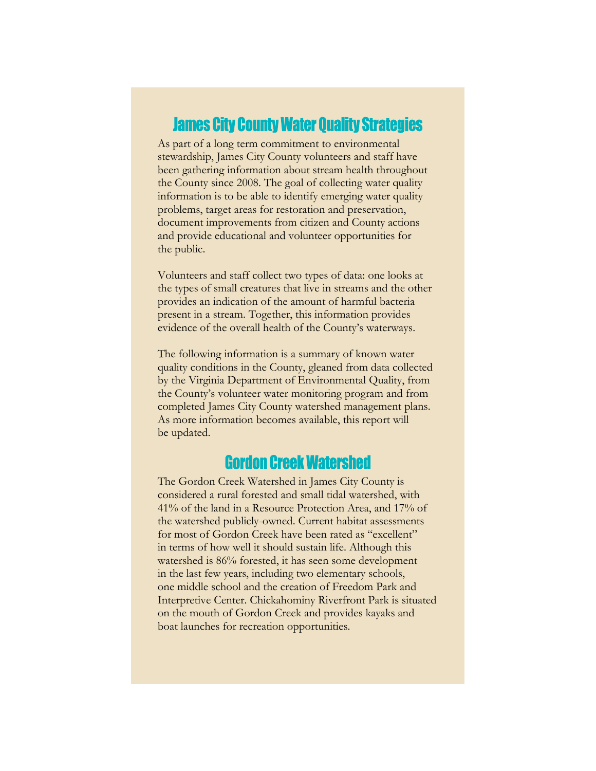## James City County Water Quality Strategies

As part of a long term commitment to environmental stewardship, James City County volunteers and staff have been gathering information about stream health throughout the County since 2008. The goal of collecting water quality information is to be able to identify emerging water quality problems, target areas for restoration and preservation, document improvements from citizen and County actions and provide educational and volunteer opportunities for the public.

Volunteers and staff collect two types of data: one looks at the types of small creatures that live in streams and the other provides an indication of the amount of harmful bacteria present in a stream. Together, this information provides evidence of the overall health of the County's waterways.

The following information is a summary of known water quality conditions in the County, gleaned from data collected by the Virginia Department of Environmental Quality, from the County's volunteer water monitoring program and from completed James City County watershed management plans. As more information becomes available, this report will be updated.

## Gordon Creek Watershed

The Gordon Creek Watershed in James City County is considered a rural forested and small tidal watershed, with 41% of the land in a Resource Protection Area, and 17% of the watershed publicly-owned. Current habitat assessments for most of Gordon Creek have been rated as "excellent" in terms of how well it should sustain life. Although this watershed is 86% forested, it has seen some development in the last few years, including two elementary schools, one middle school and the creation of Freedom Park and Interpretive Center. Chickahominy Riverfront Park is situated on the mouth of Gordon Creek and provides kayaks and boat launches for recreation opportunities.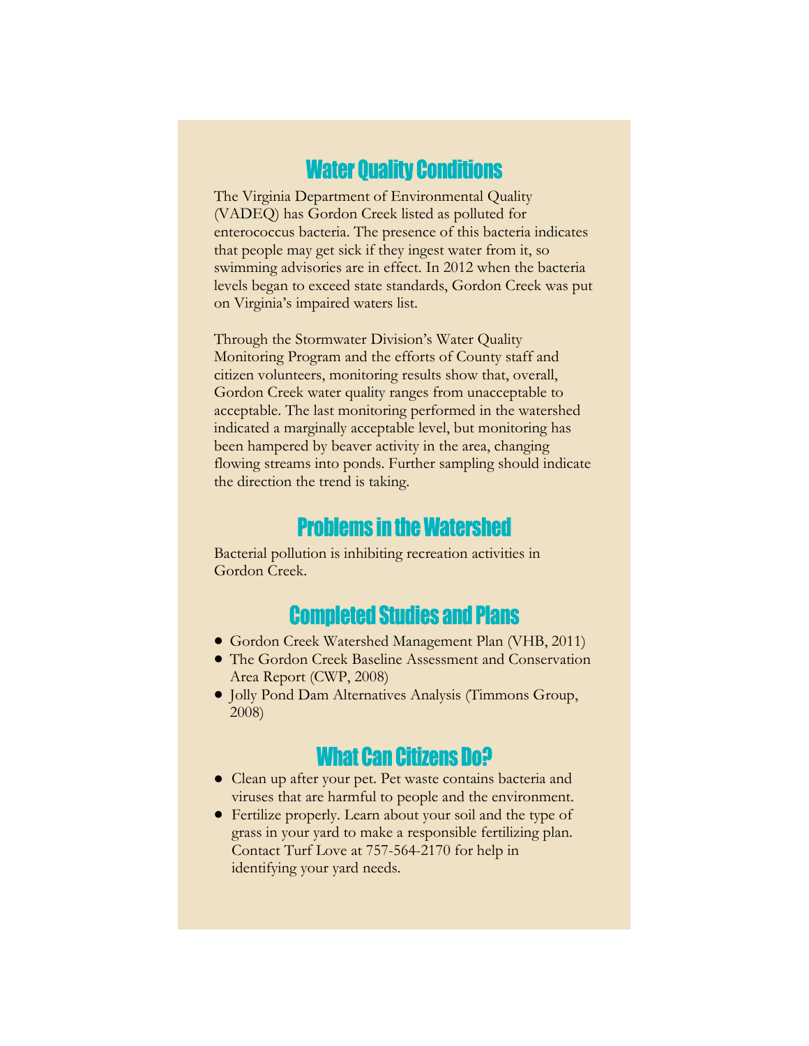## Water Quality Conditions

The Virginia Department of Environmental Quality (VADEQ) has Gordon Creek listed as polluted for enterococcus bacteria. The presence of this bacteria indicates that people may get sick if they ingest water from it, so swimming advisories are in effect. In 2012 when the bacteria levels began to exceed state standards, Gordon Creek was put on Virginia's impaired waters list.

Through the Stormwater Division's Water Quality Monitoring Program and the efforts of County staff and citizen volunteers, monitoring results show that, overall, Gordon Creek water quality ranges from unacceptable to acceptable. The last monitoring performed in the watershed indicated a marginally acceptable level, but monitoring has been hampered by beaver activity in the area, changing flowing streams into ponds. Further sampling should indicate the direction the trend is taking.

## Problems in the Watershed

Bacterial pollution is inhibiting recreation activities in Gordon Creek.

## Completed Studies and Plans

- Gordon Creek Watershed Management Plan (VHB, 2011)
- The Gordon Creek Baseline Assessment and Conservation Area Report (CWP, 2008)
- Jolly Pond Dam Alternatives Analysis (Timmons Group, 2008)

## What Can Citizens Do?

- Clean up after your pet. Pet waste contains bacteria and viruses that are harmful to people and the environment.
- Fertilize properly. Learn about your soil and the type of grass in your yard to make a responsible fertilizing plan. Contact Turf Love at 757-564-2170 for help in identifying your yard needs.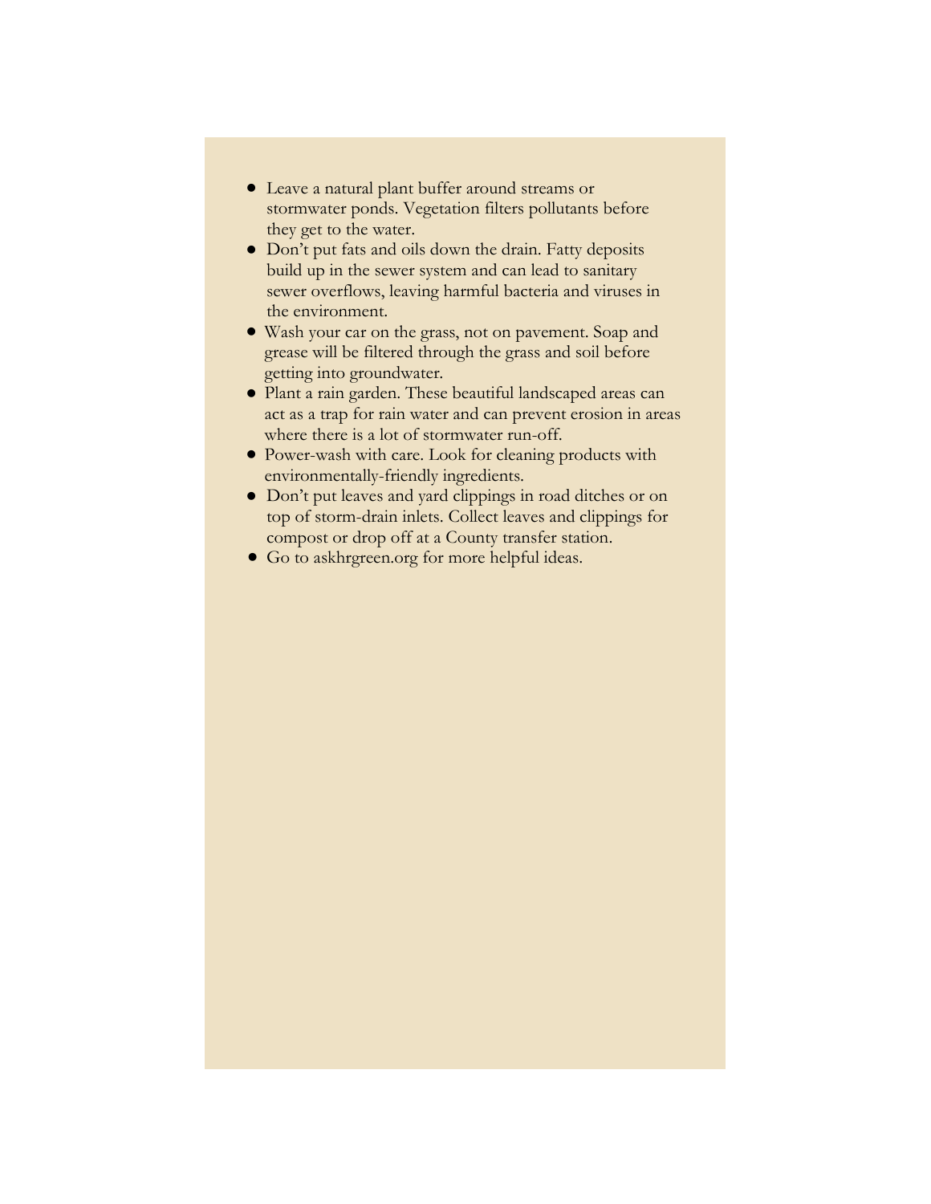- Leave a natural plant buffer around streams or stormwater ponds. Vegetation filters pollutants before they get to the water.
- Don't put fats and oils down the drain. Fatty deposits build up in the sewer system and can lead to sanitary sewer overflows, leaving harmful bacteria and viruses in the environment.
- Wash your car on the grass, not on pavement. Soap and grease will be filtered through the grass and soil before getting into groundwater.
- Plant a rain garden. These beautiful landscaped areas can act as a trap for rain water and can prevent erosion in areas where there is a lot of stormwater run-off.
- Power-wash with care. Look for cleaning products with environmentally-friendly ingredients.
- Don't put leaves and yard clippings in road ditches or on top of storm-drain inlets. Collect leaves and clippings for compost or drop off at a County transfer station.
- Go to askhrgreen.org for more helpful ideas.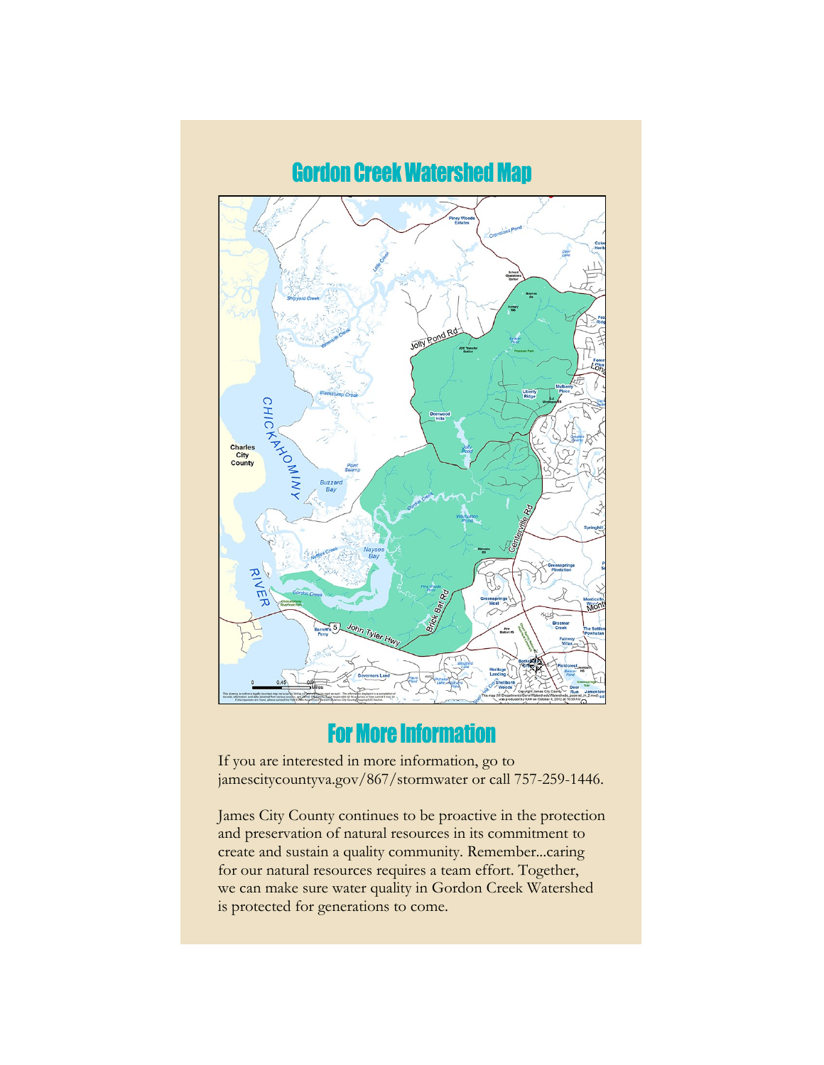## Gordon Creek Watershed Map

## For More Information

If you are interested in more information, go to jamescitycountyva.gov/867/stormwater or call 757-259-1446.

James City County continues to be proactive in the protection and preservation of natural resources in its commitment to create and sustain a quality community. Remember...caring for our natural resources requires a team effort. Together, we can make sure water quality in Gordon Creek Watershed is protected for generations to come.